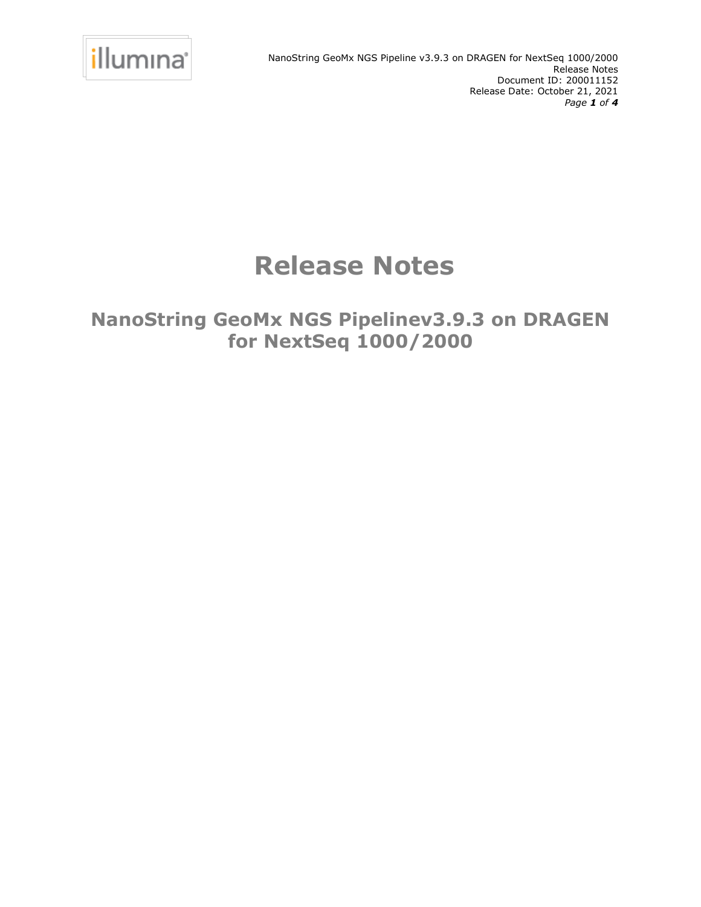# Release Notes

## NanoString GeoMx NGS Pipelinev3.9.3 on DRAGEN for NextSeq 1000/2000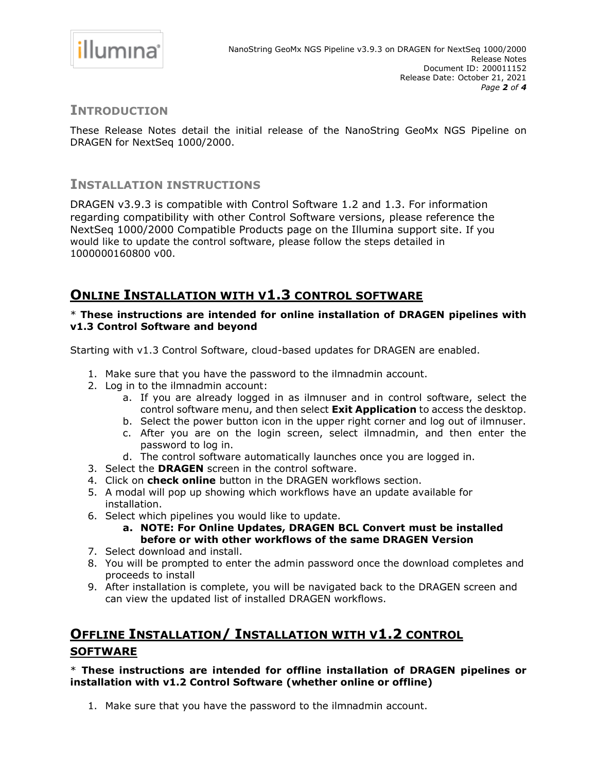## INTRODUCTION

These Release Notes detail the initial release of the NanoString GeoMx NGS Pipeline on DRAGEN for NextSeq 1000/2000.

## INSTALLATION INSTRUCTIONS

DRAGEN v3.9.3 is compatible with Control Software 1.2 and 1.3. For information regarding compatibility with other Control Software versions, please reference the NextSeq 1000/2000 Compatible Products page on the Illumina support site. If you would like to update the control software, please follow the steps detailed in 1000000160800 v00.

## ONLINE INSTALLATION WITH V1.3 CONTROL SOFTWARE

* **These instructions are intended for online installation of DRAGEN pipelines with v1.3 Control Software and beyond**

Starting with v1.3 Control Software, cloud-based updates for DRAGEN are enabled.

1. Make sure that you have the password to the ilmnadmin account.
2. Log in to the ilmnadmin account:
    a. If you are already logged in as ilmnuser and in control software, select the control software menu, and then select **Exit Application** to access the desktop.
    b. Select the power button icon in the upper right corner and log out of ilmnuser.
    c. After you are on the login screen, select ilmnadmin, and then enter the password to log in.
    d. The control software automatically launches once you are logged in.
3. Select the **DRAGEN** screen in the control software.
4. Click on **check online** button in the DRAGEN workflows section.
5. A modal will pop up showing which workflows have an update available for installation.
6. Select which pipelines you would like to update.
    a. **NOTE: For Online Updates, DRAGEN BCL Convert must be installed before or with other workflows of the same DRAGEN Version**
7. Select download and install.
8. You will be prompted to enter the admin password once the download completes and proceeds to install
9. After installation is complete, you will be navigated back to the DRAGEN screen and can view the updated list of installed DRAGEN workflows.

## OFFLINE INSTALLATION/ INSTALLATION WITH V1.2 CONTROL SOFTWARE

* **These instructions are intended for offline installation of DRAGEN pipelines or installation with v1.2 Control Software (whether online or offline)**

1. Make sure that you have the password to the ilmnadmin account.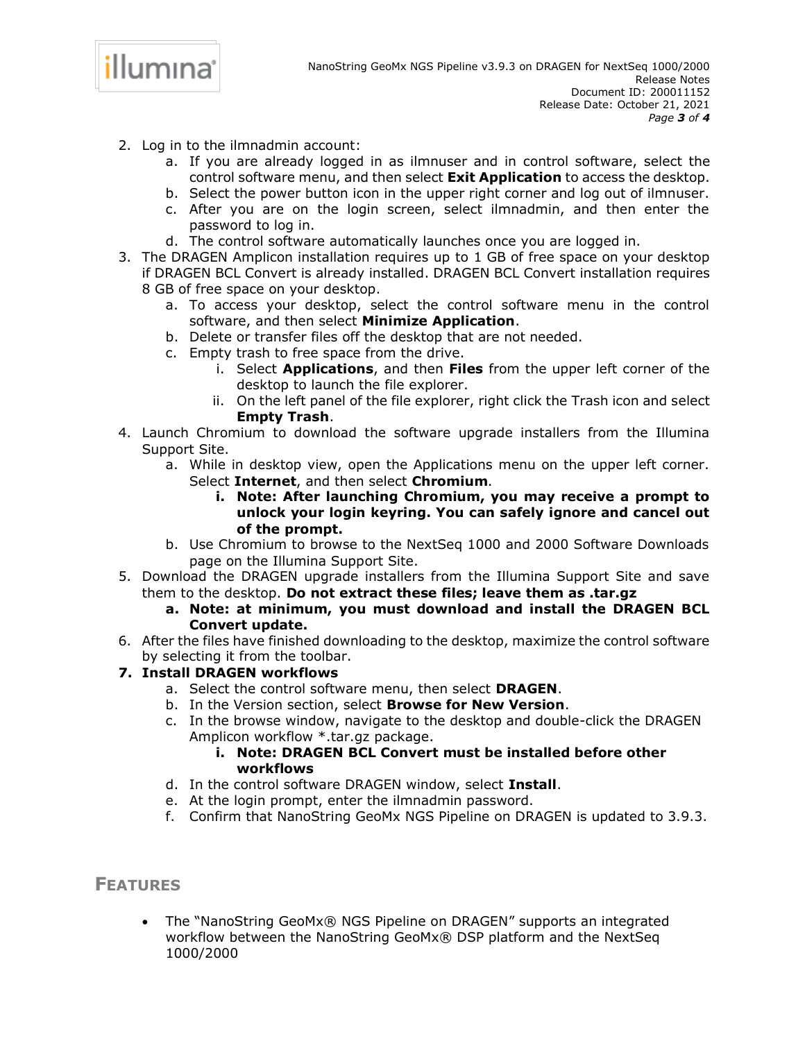2. Log in to the ilmnadmin account:
    a. If you are already logged in as ilmnuser and in control software, select the control software menu, and then select **Exit Application** to access the desktop.
    b. Select the power button icon in the upper right corner and log out of ilmnuser.
    c. After you are on the login screen, select ilmnadmin, and then enter the password to log in.
    d. The control software automatically launches once you are logged in.
3. The DRAGEN Amplicon installation requires up to 1 GB of free space on your desktop if DRAGEN BCL Convert is already installed. DRAGEN BCL Convert installation requires 8 GB of free space on your desktop.
    a. To access your desktop, select the control software menu in the control software, and then select **Minimize Application**.
    b. Delete or transfer files off the desktop that are not needed.
    c. Empty trash to free space from the drive.
        i. Select **Applications**, and then **Files** from the upper left corner of the desktop to launch the file explorer.
        ii. On the left panel of the file explorer, right click the Trash icon and select **Empty Trash**.
4. Launch Chromium to download the software upgrade installers from the Illumina Support Site.
    a. While in desktop view, open the Applications menu on the upper left corner. Select **Internet**, and then select **Chromium**.
        **i. Note: After launching Chromium, you may receive a prompt to unlock your login keyring. You can safely ignore and cancel out of the prompt.**
    b. Use Chromium to browse to the NextSeq 1000 and 2000 Software Downloads page on the Illumina Support Site.
5. Download the DRAGEN upgrade installers from the Illumina Support Site and save them to the desktop. **Do not extract these files; leave them as .tar.gz**
    **a. Note: at minimum, you must download and install the DRAGEN BCL Convert update.**
6. After the files have finished downloading to the desktop, maximize the control software by selecting it from the toolbar.
7. **Install DRAGEN workflows**
    a. Select the control software menu, then select **DRAGEN**.
    b. In the Version section, select **Browse for New Version**.
    c. In the browse window, navigate to the desktop and double-click the DRAGEN Amplicon workflow *.tar.gz package.
        **i. Note: DRAGEN BCL Convert must be installed before other workflows**
    d. In the control software DRAGEN window, select **Install**.
    e. At the login prompt, enter the ilmnadmin password.
    f. Confirm that NanoString GeoMx NGS Pipeline on DRAGEN is updated to 3.9.3.

## FEATURES

- The "NanoString GeoMx® NGS Pipeline on DRAGEN" supports an integrated workflow between the NanoString GeoMx® DSP platform and the NextSeq 1000/2000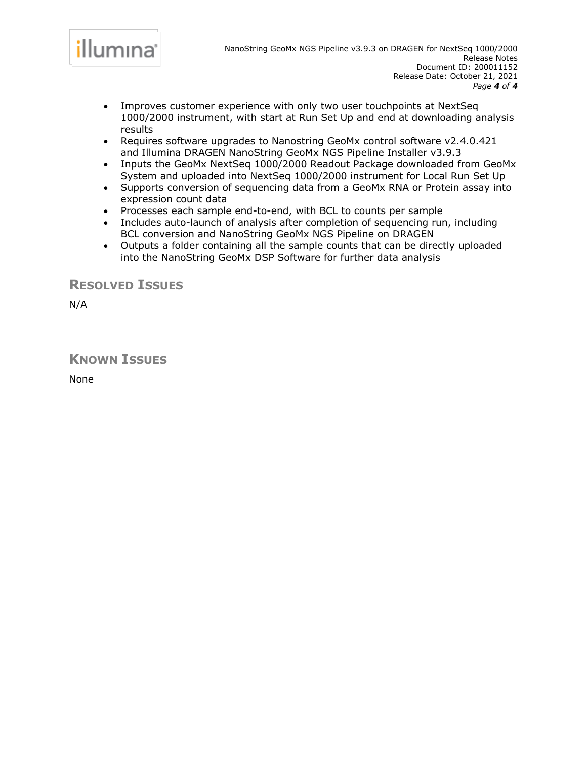- Improves customer experience with only two user touchpoints at NextSeq 1000/2000 instrument, with start at Run Set Up and end at downloading analysis results
- Requires software upgrades to Nanostring GeoMx control software v2.4.0.421 and Illumina DRAGEN NanoString GeoMx NGS Pipeline Installer v3.9.3
- Inputs the GeoMx NextSeq 1000/2000 Readout Package downloaded from GeoMx System and uploaded into NextSeq 1000/2000 instrument for Local Run Set Up
- Supports conversion of sequencing data from a GeoMx RNA or Protein assay into expression count data
- Processes each sample end-to-end, with BCL to counts per sample
- Includes auto-launch of analysis after completion of sequencing run, including BCL conversion and NanoString GeoMx NGS Pipeline on DRAGEN
- Outputs a folder containing all the sample counts that can be directly uploaded into the NanoString GeoMx DSP Software for further data analysis

## Resolved Issues

N/A

## Known Issues

None